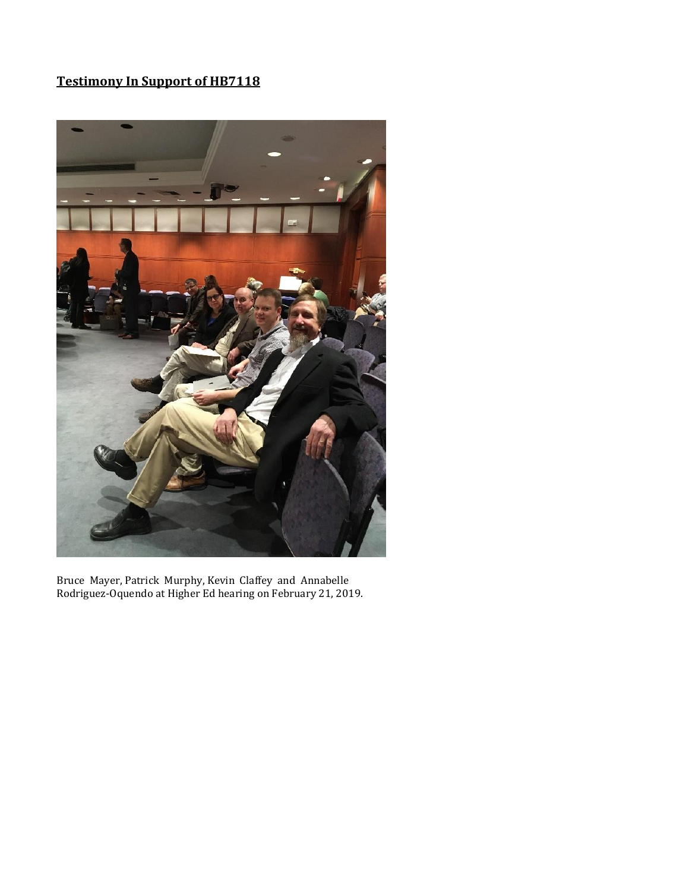**Testimony In Support of HB7118**

Bruce Mayer, Patrick Murphy, Kevin Claffey and Annabelle Rodriguez-Oquendo at Higher Ed hearing on February 21, 2019.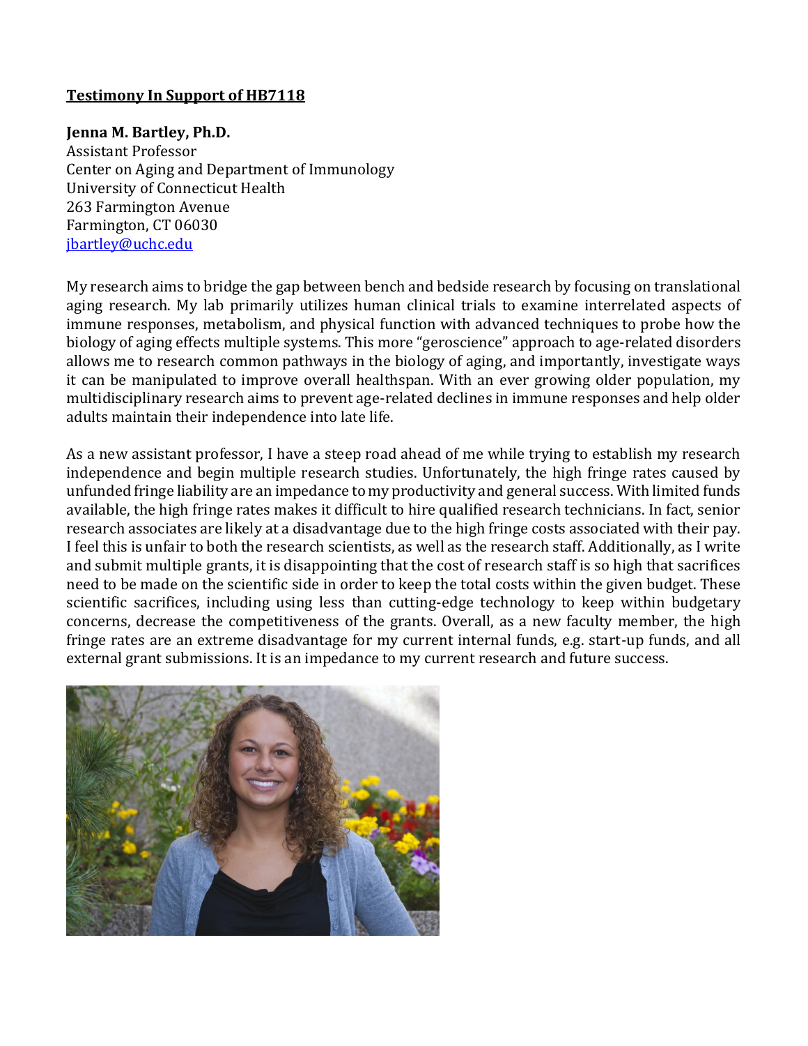**Testimony In Support of HB7118**

**Jenna M. Bartley, Ph.D.**
Assistant Professor
Center on Aging and Department of Immunology
University of Connecticut Health
263 Farmington Avenue
Farmington, CT 06030
jbartley@uchc.edu

My research aims to bridge the gap between bench and bedside research by focusing on translational aging research. My lab primarily utilizes human clinical trials to examine interrelated aspects of immune responses, metabolism, and physical function with advanced techniques to probe how the biology of aging effects multiple systems. This more "geroscience" approach to age-related disorders allows me to research common pathways in the biology of aging, and importantly, investigate ways it can be manipulated to improve overall healthspan. With an ever growing older population, my multidisciplinary research aims to prevent age-related declines in immune responses and help older adults maintain their independence into late life.

As a new assistant professor, I have a steep road ahead of me while trying to establish my research independence and begin multiple research studies. Unfortunately, the high fringe rates caused by unfunded fringe liability are an impedance to my productivity and general success. With limited funds available, the high fringe rates makes it difficult to hire qualified research technicians. In fact, senior research associates are likely at a disadvantage due to the high fringe costs associated with their pay. I feel this is unfair to both the research scientists, as well as the research staff. Additionally, as I write and submit multiple grants, it is disappointing that the cost of research staff is so high that sacrifices need to be made on the scientific side in order to keep the total costs within the given budget. These scientific sacrifices, including using less than cutting-edge technology to keep within budgetary concerns, decrease the competitiveness of the grants. Overall, as a new faculty member, the high fringe rates are an extreme disadvantage for my current internal funds, e.g. start-up funds, and all external grant submissions. It is an impedance to my current research and future success.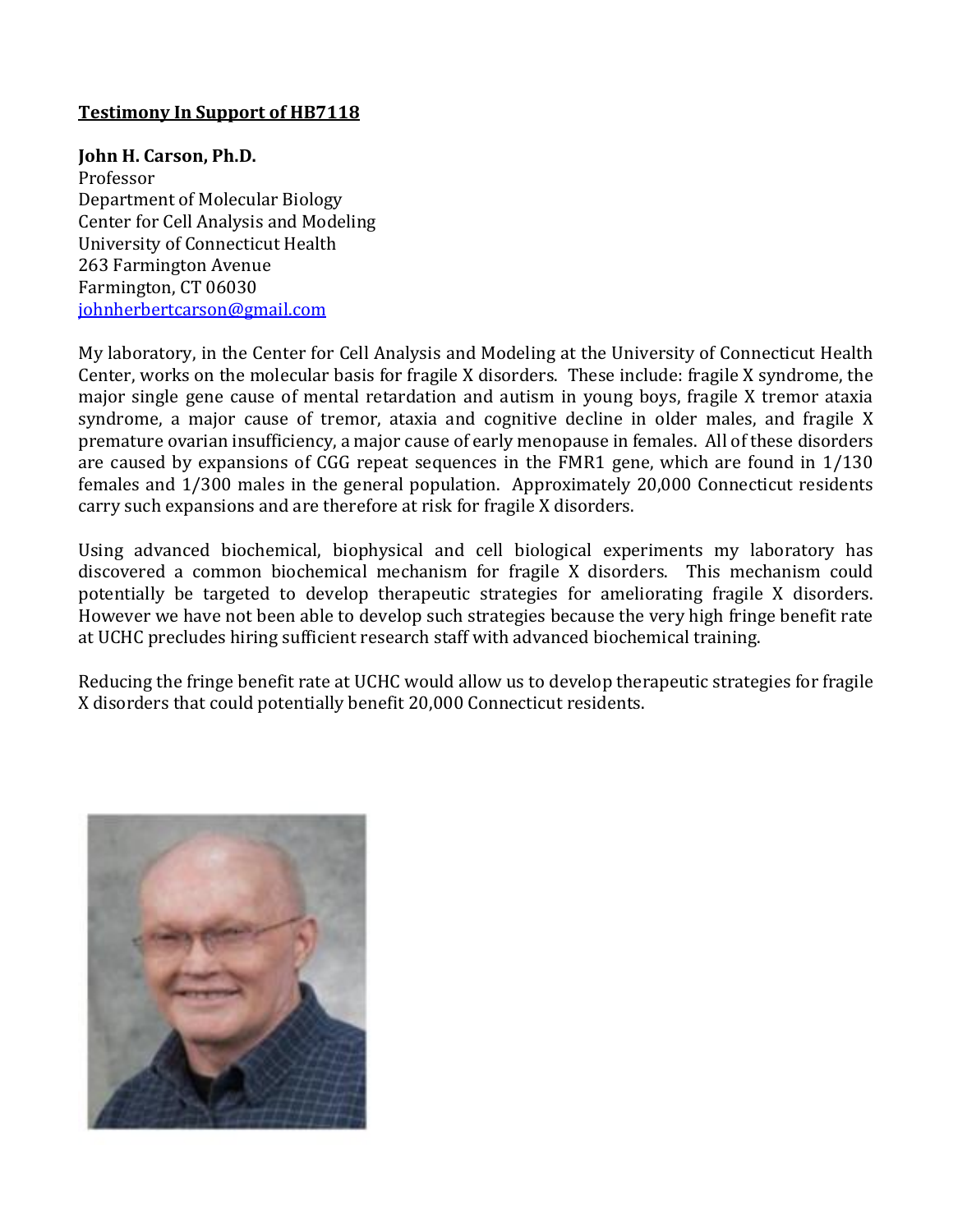**Testimony In Support of HB7118**

**John H. Carson, Ph.D.**
Professor
Department of Molecular Biology
Center for Cell Analysis and Modeling
University of Connecticut Health
263 Farmington Avenue
Farmington, CT 06030
johnherbertcarson@gmail.com

My laboratory, in the Center for Cell Analysis and Modeling at the University of Connecticut Health Center, works on the molecular basis for fragile X disorders. These include: fragile X syndrome, the major single gene cause of mental retardation and autism in young boys, fragile X tremor ataxia syndrome, a major cause of tremor, ataxia and cognitive decline in older males, and fragile X premature ovarian insufficiency, a major cause of early menopause in females. All of these disorders are caused by expansions of CGG repeat sequences in the FMR1 gene, which are found in 1/130 females and 1/300 males in the general population. Approximately 20,000 Connecticut residents carry such expansions and are therefore at risk for fragile X disorders.

Using advanced biochemical, biophysical and cell biological experiments my laboratory has discovered a common biochemical mechanism for fragile X disorders. This mechanism could potentially be targeted to develop therapeutic strategies for ameliorating fragile X disorders. However we have not been able to develop such strategies because the very high fringe benefit rate at UCHC precludes hiring sufficient research staff with advanced biochemical training.

Reducing the fringe benefit rate at UCHC would allow us to develop therapeutic strategies for fragile X disorders that could potentially benefit 20,000 Connecticut residents.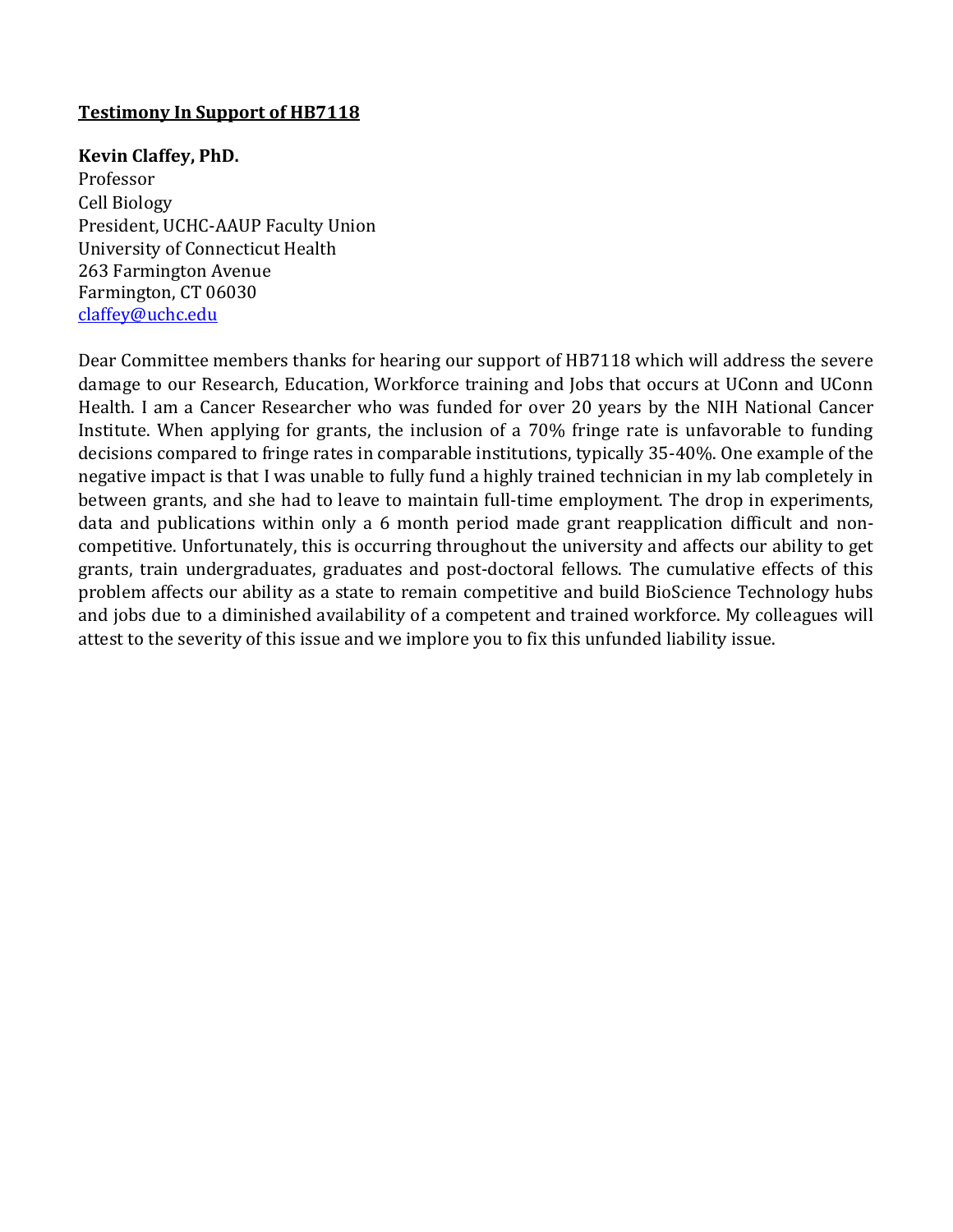**<u>Testimony In Support of HB7118</u>**

**Kevin Claffey, PhD.**
Professor
Cell Biology
President, UCHC-AAUP Faculty Union
University of Connecticut Health
263 Farmington Avenue
Farmington, CT 06030
[claffey@uchc.edu](mailto:claffey@uchc.edu)

Dear Committee members thanks for hearing our support of HB7118 which will address the severe damage to our Research, Education, Workforce training and Jobs that occurs at UConn and UConn Health. I am a Cancer Researcher who was funded for over 20 years by the NIH National Cancer Institute. When applying for grants, the inclusion of a 70% fringe rate is unfavorable to funding decisions compared to fringe rates in comparable institutions, typically 35-40%. One example of the negative impact is that I was unable to fully fund a highly trained technician in my lab completely in between grants, and she had to leave to maintain full-time employment. The drop in experiments, data and publications within only a 6 month period made grant reapplication difficult and non-competitive. Unfortunately, this is occurring throughout the university and affects our ability to get grants, train undergraduates, graduates and post-doctoral fellows. The cumulative effects of this problem affects our ability as a state to remain competitive and build BioScience Technology hubs and jobs due to a diminished availability of a competent and trained workforce. My colleagues will attest to the severity of this issue and we implore you to fix this unfunded liability issue.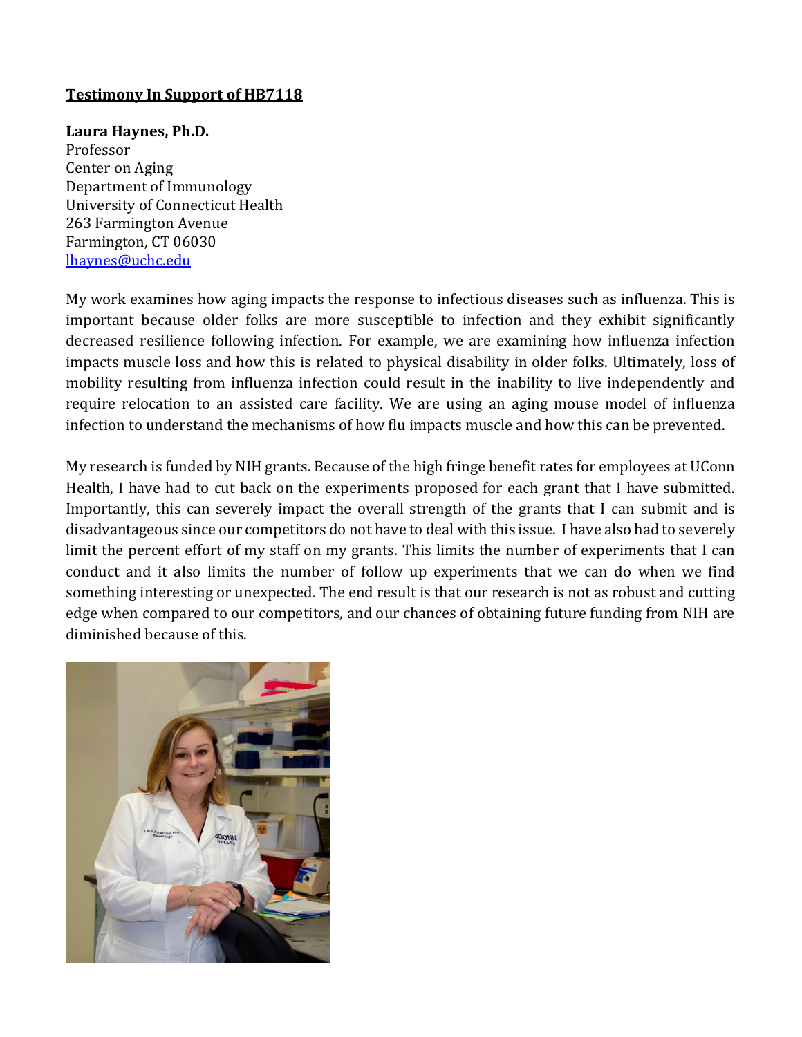**Testimony In Support of HB7118**

**Laura Haynes, Ph.D.**
Professor
Center on Aging
Department of Immunology
University of Connecticut Health
263 Farmington Avenue
Farmington, CT 06030
lhaynes@uchc.edu

My work examines how aging impacts the response to infectious diseases such as influenza. This is important because older folks are more susceptible to infection and they exhibit significantly decreased resilience following infection. For example, we are examining how influenza infection impacts muscle loss and how this is related to physical disability in older folks. Ultimately, loss of mobility resulting from influenza infection could result in the inability to live independently and require relocation to an assisted care facility. We are using an aging mouse model of influenza infection to understand the mechanisms of how flu impacts muscle and how this can be prevented.

My research is funded by NIH grants. Because of the high fringe benefit rates for employees at UConn Health, I have had to cut back on the experiments proposed for each grant that I have submitted. Importantly, this can severely impact the overall strength of the grants that I can submit and is disadvantageous since our competitors do not have to deal with this issue. I have also had to severely limit the percent effort of my staff on my grants. This limits the number of experiments that I can conduct and it also limits the number of follow up experiments that we can do when we find something interesting or unexpected. The end result is that our research is not as robust and cutting edge when compared to our competitors, and our chances of obtaining future funding from NIH are diminished because of this.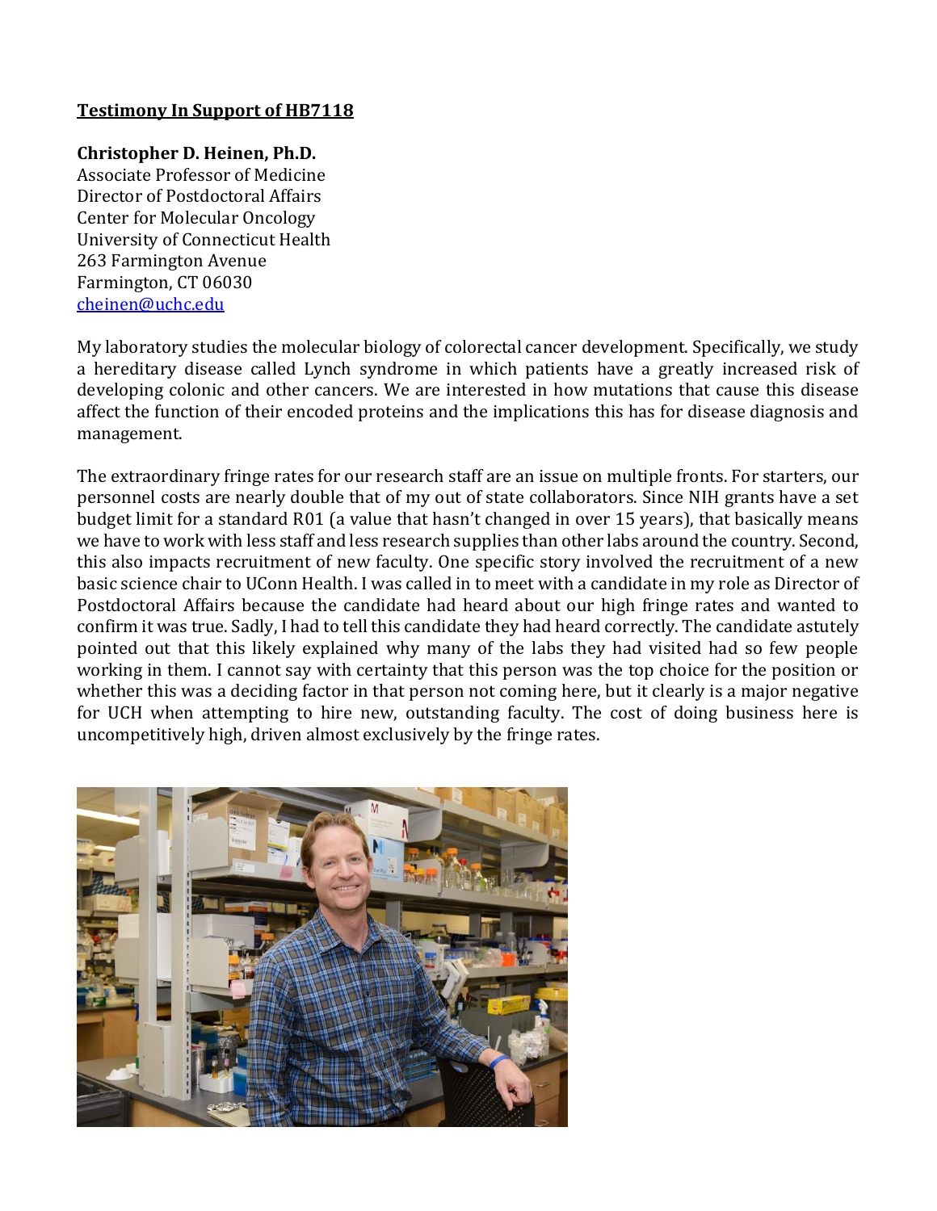**Testimony In Support of HB7118**

**Christopher D. Heinen, Ph.D.**
Associate Professor of Medicine
Director of Postdoctoral Affairs
Center for Molecular Oncology
University of Connecticut Health
263 Farmington Avenue
Farmington, CT 06030
cheinen@uchc.edu

My laboratory studies the molecular biology of colorectal cancer development. Specifically, we study a hereditary disease called Lynch syndrome in which patients have a greatly increased risk of developing colonic and other cancers. We are interested in how mutations that cause this disease affect the function of their encoded proteins and the implications this has for disease diagnosis and management.

The extraordinary fringe rates for our research staff are an issue on multiple fronts. For starters, our personnel costs are nearly double that of my out of state collaborators. Since NIH grants have a set budget limit for a standard R01 (a value that hasn't changed in over 15 years), that basically means we have to work with less staff and less research supplies than other labs around the country. Second, this also impacts recruitment of new faculty. One specific story involved the recruitment of a new basic science chair to UConn Health. I was called in to meet with a candidate in my role as Director of Postdoctoral Affairs because the candidate had heard about our high fringe rates and wanted to confirm it was true. Sadly, I had to tell this candidate they had heard correctly. The candidate astutely pointed out that this likely explained why many of the labs they had visited had so few people working in them. I cannot say with certainty that this person was the top choice for the position or whether this was a deciding factor in that person not coming here, but it clearly is a major negative for UCH when attempting to hire new, outstanding faculty. The cost of doing business here is uncompetitively high, driven almost exclusively by the fringe rates.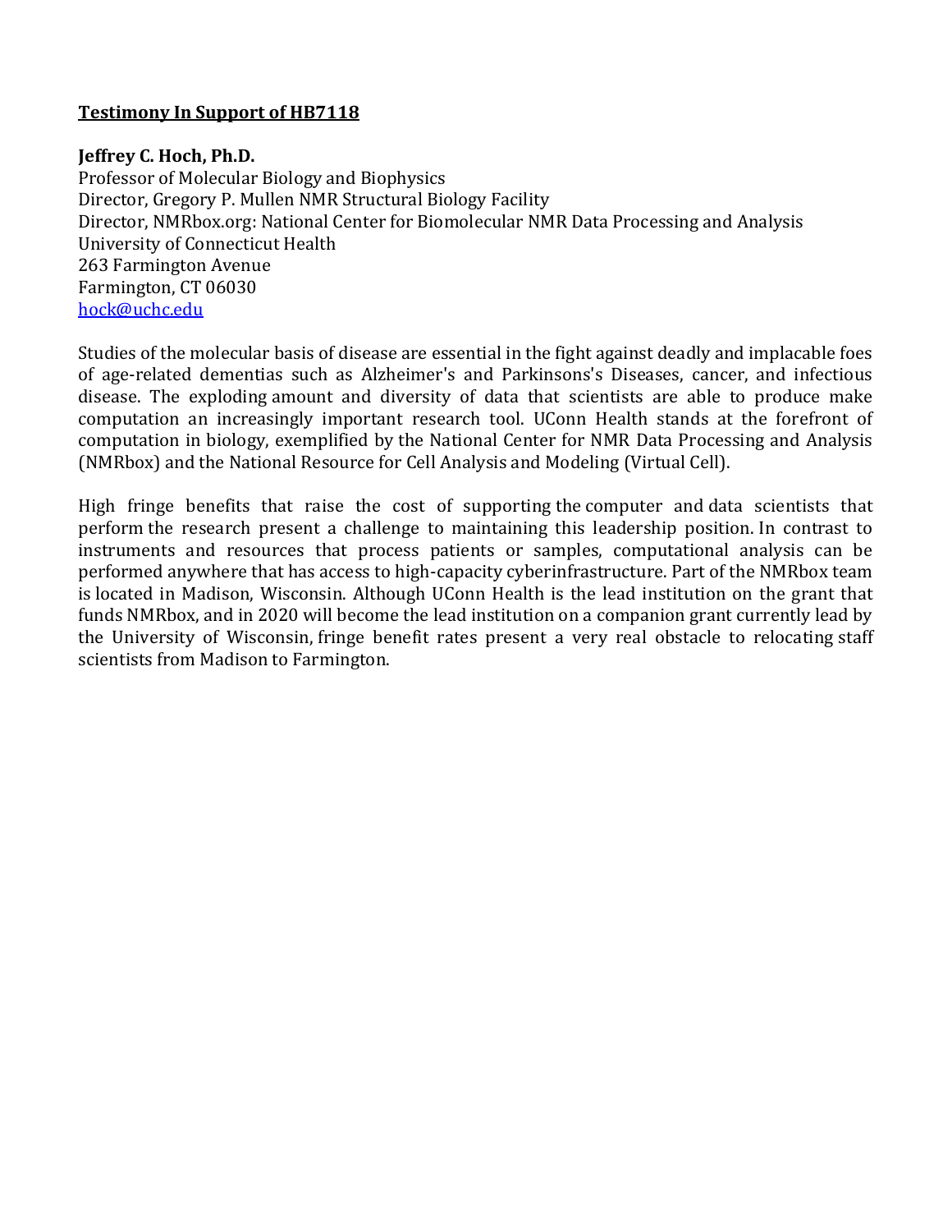**Testimony In Support of HB7118**

**Jeffrey C. Hoch, Ph.D.**
Professor of Molecular Biology and Biophysics
Director, Gregory P. Mullen NMR Structural Biology Facility
Director, NMRbox.org: National Center for Biomolecular NMR Data Processing and Analysis
University of Connecticut Health
263 Farmington Avenue
Farmington, CT 06030
hock@uchc.edu

Studies of the molecular basis of disease are essential in the fight against deadly and implacable foes of age-related dementias such as Alzheimer's and Parkinsons's Diseases, cancer, and infectious disease. The exploding amount and diversity of data that scientists are able to produce make computation an increasingly important research tool. UConn Health stands at the forefront of computation in biology, exemplified by the National Center for NMR Data Processing and Analysis (NMRbox) and the National Resource for Cell Analysis and Modeling (Virtual Cell).

High fringe benefits that raise the cost of supporting the computer and data scientists that perform the research present a challenge to maintaining this leadership position. In contrast to instruments and resources that process patients or samples, computational analysis can be performed anywhere that has access to high-capacity cyberinfrastructure. Part of the NMRbox team is located in Madison, Wisconsin. Although UConn Health is the lead institution on the grant that funds NMRbox, and in 2020 will become the lead institution on a companion grant currently lead by the University of Wisconsin, fringe benefit rates present a very real obstacle to relocating staff scientists from Madison to Farmington.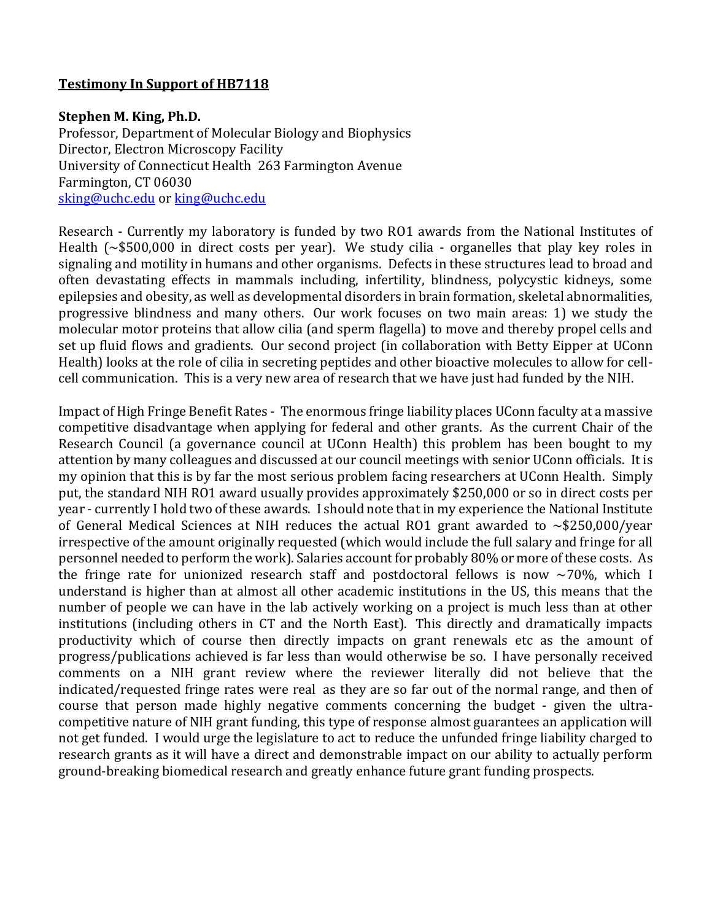**Testimony In Support of HB7118**

**Stephen M. King, Ph.D.**
Professor, Department of Molecular Biology and Biophysics
Director, Electron Microscopy Facility
University of Connecticut Health 263 Farmington Avenue
Farmington, CT 06030
sking@uchc.edu or king@uchc.edu

Research - Currently my laboratory is funded by two RO1 awards from the National Institutes of Health (~$500,000 in direct costs per year). We study cilia - organelles that play key roles in signaling and motility in humans and other organisms. Defects in these structures lead to broad and often devastating effects in mammals including, infertility, blindness, polycystic kidneys, some epilepsies and obesity, as well as developmental disorders in brain formation, skeletal abnormalities, progressive blindness and many others. Our work focuses on two main areas: 1) we study the molecular motor proteins that allow cilia (and sperm flagella) to move and thereby propel cells and set up fluid flows and gradients. Our second project (in collaboration with Betty Eipper at UConn Health) looks at the role of cilia in secreting peptides and other bioactive molecules to allow for cell-cell communication. This is a very new area of research that we have just had funded by the NIH.

Impact of High Fringe Benefit Rates - The enormous fringe liability places UConn faculty at a massive competitive disadvantage when applying for federal and other grants. As the current Chair of the Research Council (a governance council at UConn Health) this problem has been bought to my attention by many colleagues and discussed at our council meetings with senior UConn officials. It is my opinion that this is by far the most serious problem facing researchers at UConn Health. Simply put, the standard NIH RO1 award usually provides approximately $250,000 or so in direct costs per year - currently I hold two of these awards. I should note that in my experience the National Institute of General Medical Sciences at NIH reduces the actual RO1 grant awarded to ~$250,000/year irrespective of the amount originally requested (which would include the full salary and fringe for all personnel needed to perform the work). Salaries account for probably 80% or more of these costs. As the fringe rate for unionized research staff and postdoctoral fellows is now ~70%, which I understand is higher than at almost all other academic institutions in the US, this means that the number of people we can have in the lab actively working on a project is much less than at other institutions (including others in CT and the North East). This directly and dramatically impacts productivity which of course then directly impacts on grant renewals etc as the amount of progress/publications achieved is far less than would otherwise be so. I have personally received comments on a NIH grant review where the reviewer literally did not believe that the indicated/requested fringe rates were real as they are so far out of the normal range, and then of course that person made highly negative comments concerning the budget - given the ultra-competitive nature of NIH grant funding, this type of response almost guarantees an application will not get funded. I would urge the legislature to act to reduce the unfunded fringe liability charged to research grants as it will have a direct and demonstrable impact on our ability to actually perform ground-breaking biomedical research and greatly enhance future grant funding prospects.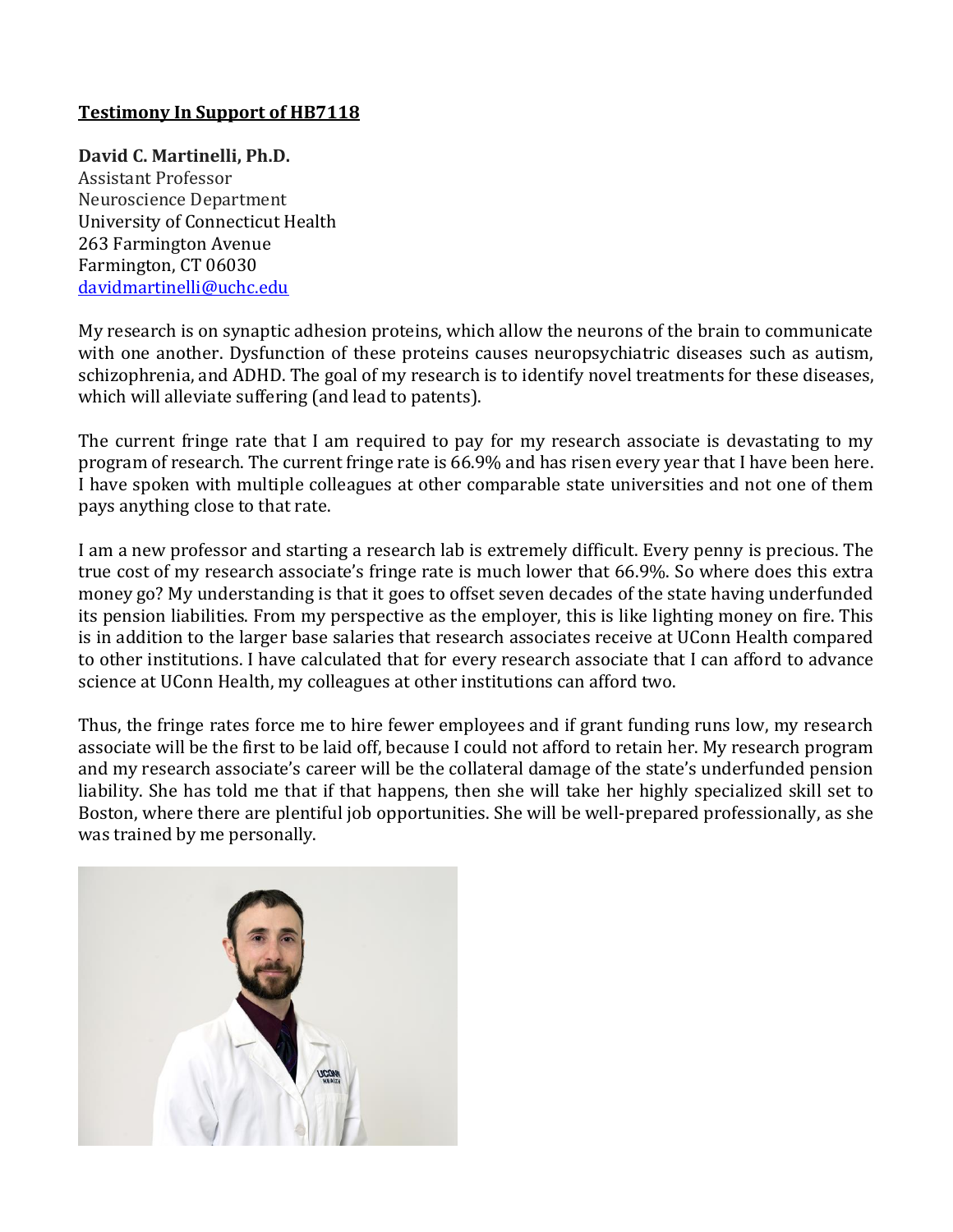**Testimony In Support of HB7118**

**David C. Martinelli, Ph.D.**
Assistant Professor
Neuroscience Department
University of Connecticut Health
263 Farmington Avenue
Farmington, CT 06030
davidmartinelli@uchc.edu

My research is on synaptic adhesion proteins, which allow the neurons of the brain to communicate with one another. Dysfunction of these proteins causes neuropsychiatric diseases such as autism, schizophrenia, and ADHD. The goal of my research is to identify novel treatments for these diseases, which will alleviate suffering (and lead to patents).

The current fringe rate that I am required to pay for my research associate is devastating to my program of research. The current fringe rate is 66.9% and has risen every year that I have been here. I have spoken with multiple colleagues at other comparable state universities and not one of them pays anything close to that rate.

I am a new professor and starting a research lab is extremely difficult. Every penny is precious. The true cost of my research associate's fringe rate is much lower that 66.9%. So where does this extra money go? My understanding is that it goes to offset seven decades of the state having underfunded its pension liabilities. From my perspective as the employer, this is like lighting money on fire. This is in addition to the larger base salaries that research associates receive at UConn Health compared to other institutions. I have calculated that for every research associate that I can afford to advance science at UConn Health, my colleagues at other institutions can afford two.

Thus, the fringe rates force me to hire fewer employees and if grant funding runs low, my research associate will be the first to be laid off, because I could not afford to retain her. My research program and my research associate's career will be the collateral damage of the state's underfunded pension liability. She has told me that if that happens, then she will take her highly specialized skill set to Boston, where there are plentiful job opportunities. She will be well-prepared professionally, as she was trained by me personally.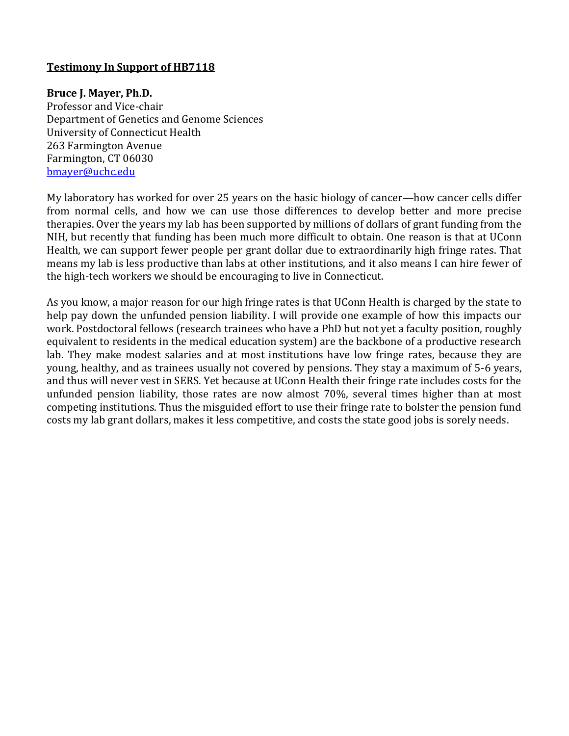**Testimony In Support of HB7118**

**Bruce J. Mayer, Ph.D.**
Professor and Vice-chair
Department of Genetics and Genome Sciences
University of Connecticut Health
263 Farmington Avenue
Farmington, CT 06030
bmayer@uchc.edu

My laboratory has worked for over 25 years on the basic biology of cancer—how cancer cells differ from normal cells, and how we can use those differences to develop better and more precise therapies. Over the years my lab has been supported by millions of dollars of grant funding from the NIH, but recently that funding has been much more difficult to obtain. One reason is that at UConn Health, we can support fewer people per grant dollar due to extraordinarily high fringe rates. That means my lab is less productive than labs at other institutions, and it also means I can hire fewer of the high-tech workers we should be encouraging to live in Connecticut.

As you know, a major reason for our high fringe rates is that UConn Health is charged by the state to help pay down the unfunded pension liability. I will provide one example of how this impacts our work. Postdoctoral fellows (research trainees who have a PhD but not yet a faculty position, roughly equivalent to residents in the medical education system) are the backbone of a productive research lab. They make modest salaries and at most institutions have low fringe rates, because they are young, healthy, and as trainees usually not covered by pensions. They stay a maximum of 5-6 years, and thus will never vest in SERS. Yet because at UConn Health their fringe rate includes costs for the unfunded pension liability, those rates are now almost 70%, several times higher than at most competing institutions. Thus the misguided effort to use their fringe rate to bolster the pension fund costs my lab grant dollars, makes it less competitive, and costs the state good jobs is sorely needs.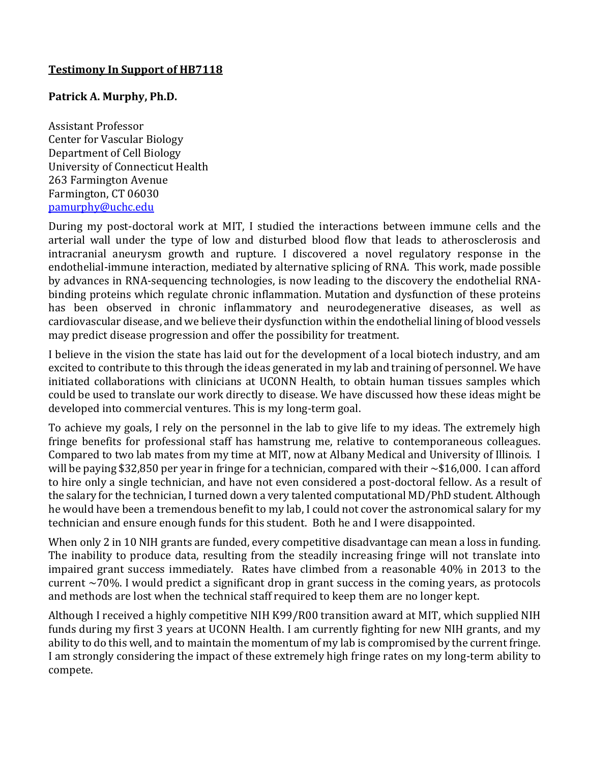**<u>Testimony In Support of HB7118</u>**

**Patrick A. Murphy, Ph.D.**

Assistant Professor
Center for Vascular Biology
Department of Cell Biology
University of Connecticut Health
263 Farmington Avenue
Farmington, CT 06030
[pamurphy@uchc.edu](mailto:pamurphy@uchc.edu)

During my post-doctoral work at MIT, I studied the interactions between immune cells and the arterial wall under the type of low and disturbed blood flow that leads to atherosclerosis and intracranial aneurysm growth and rupture. I discovered a novel regulatory response in the endothelial-immune interaction, mediated by alternative splicing of RNA. This work, made possible by advances in RNA-sequencing technologies, is now leading to the discovery the endothelial RNA-binding proteins which regulate chronic inflammation. Mutation and dysfunction of these proteins has been observed in chronic inflammatory and neurodegenerative diseases, as well as cardiovascular disease, and we believe their dysfunction within the endothelial lining of blood vessels may predict disease progression and offer the possibility for treatment.

I believe in the vision the state has laid out for the development of a local biotech industry, and am excited to contribute to this through the ideas generated in my lab and training of personnel. We have initiated collaborations with clinicians at UCONN Health, to obtain human tissues samples which could be used to translate our work directly to disease. We have discussed how these ideas might be developed into commercial ventures. This is my long-term goal.

To achieve my goals, I rely on the personnel in the lab to give life to my ideas. The extremely high fringe benefits for professional staff has hamstrung me, relative to contemporaneous colleagues. Compared to two lab mates from my time at MIT, now at Albany Medical and University of Illinois. I will be paying $32,850 per year in fringe for a technician, compared with their ~$16,000. I can afford to hire only a single technician, and have not even considered a post-doctoral fellow. As a result of the salary for the technician, I turned down a very talented computational MD/PhD student. Although he would have been a tremendous benefit to my lab, I could not cover the astronomical salary for my technician and ensure enough funds for this student. Both he and I were disappointed.

When only 2 in 10 NIH grants are funded, every competitive disadvantage can mean a loss in funding. The inability to produce data, resulting from the steadily increasing fringe will not translate into impaired grant success immediately. Rates have climbed from a reasonable 40% in 2013 to the current ~70%. I would predict a significant drop in grant success in the coming years, as protocols and methods are lost when the technical staff required to keep them are no longer kept.

Although I received a highly competitive NIH K99/R00 transition award at MIT, which supplied NIH funds during my first 3 years at UCONN Health. I am currently fighting for new NIH grants, and my ability to do this well, and to maintain the momentum of my lab is compromised by the current fringe. I am strongly considering the impact of these extremely high fringe rates on my long-term ability to compete.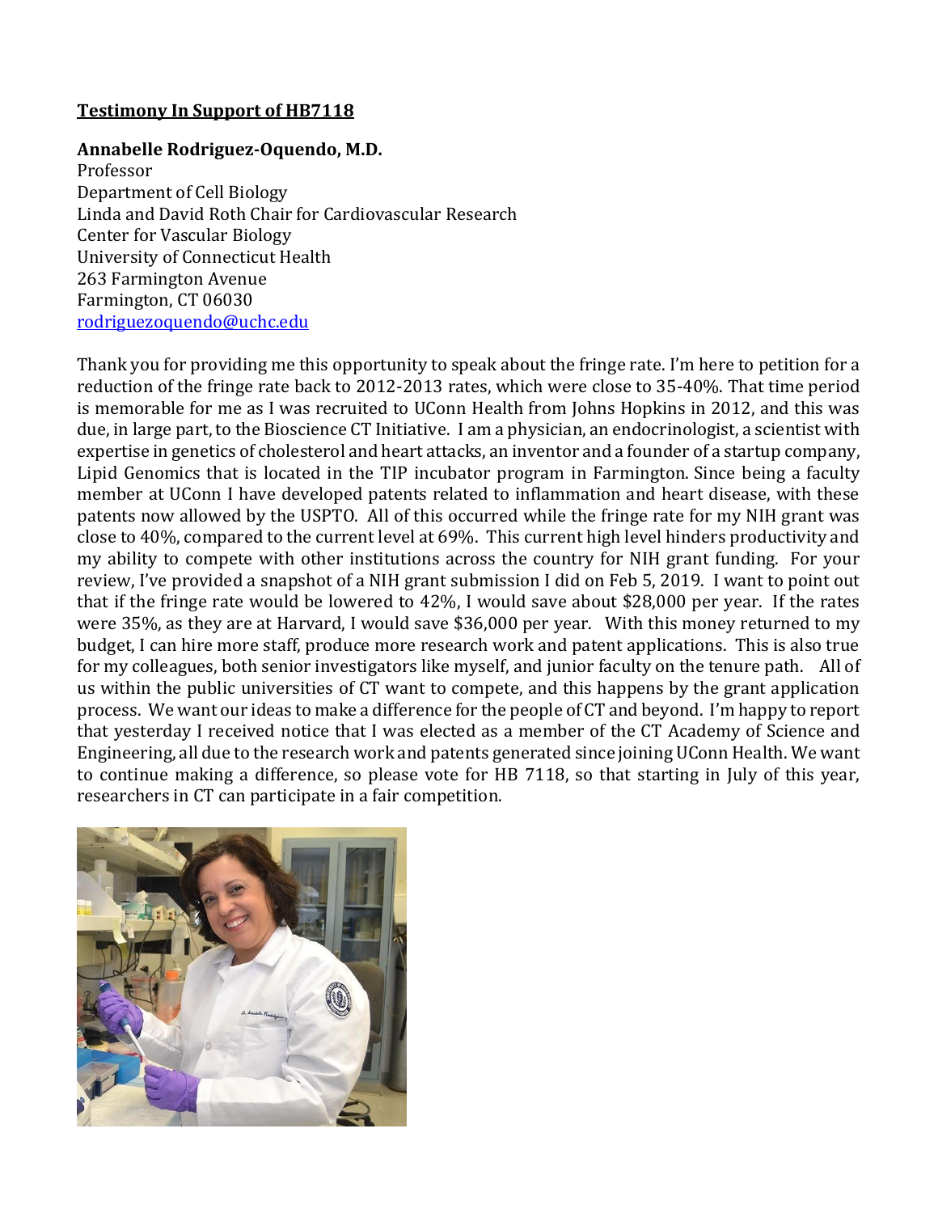**Testimony In Support of HB7118**

**Annabelle Rodriguez-Oquendo, M.D.**
Professor
Department of Cell Biology
Linda and David Roth Chair for Cardiovascular Research
Center for Vascular Biology
University of Connecticut Health
263 Farmington Avenue
Farmington, CT 06030
rodriguezoquendo@uchc.edu

Thank you for providing me this opportunity to speak about the fringe rate. I'm here to petition for a reduction of the fringe rate back to 2012-2013 rates, which were close to 35-40%. That time period is memorable for me as I was recruited to UConn Health from Johns Hopkins in 2012, and this was due, in large part, to the Bioscience CT Initiative. I am a physician, an endocrinologist, a scientist with expertise in genetics of cholesterol and heart attacks, an inventor and a founder of a startup company, Lipid Genomics that is located in the TIP incubator program in Farmington. Since being a faculty member at UConn I have developed patents related to inflammation and heart disease, with these patents now allowed by the USPTO. All of this occurred while the fringe rate for my NIH grant was close to 40%, compared to the current level at 69%. This current high level hinders productivity and my ability to compete with other institutions across the country for NIH grant funding. For your review, I've provided a snapshot of a NIH grant submission I did on Feb 5, 2019. I want to point out that if the fringe rate would be lowered to 42%, I would save about $28,000 per year. If the rates were 35%, as they are at Harvard, I would save $36,000 per year. With this money returned to my budget, I can hire more staff, produce more research work and patent applications. This is also true for my colleagues, both senior investigators like myself, and junior faculty on the tenure path. All of us within the public universities of CT want to compete, and this happens by the grant application process. We want our ideas to make a difference for the people of CT and beyond. I'm happy to report that yesterday I received notice that I was elected as a member of the CT Academy of Science and Engineering, all due to the research work and patents generated since joining UConn Health. We want to continue making a difference, so please vote for HB 7118, so that starting in July of this year, researchers in CT can participate in a fair competition.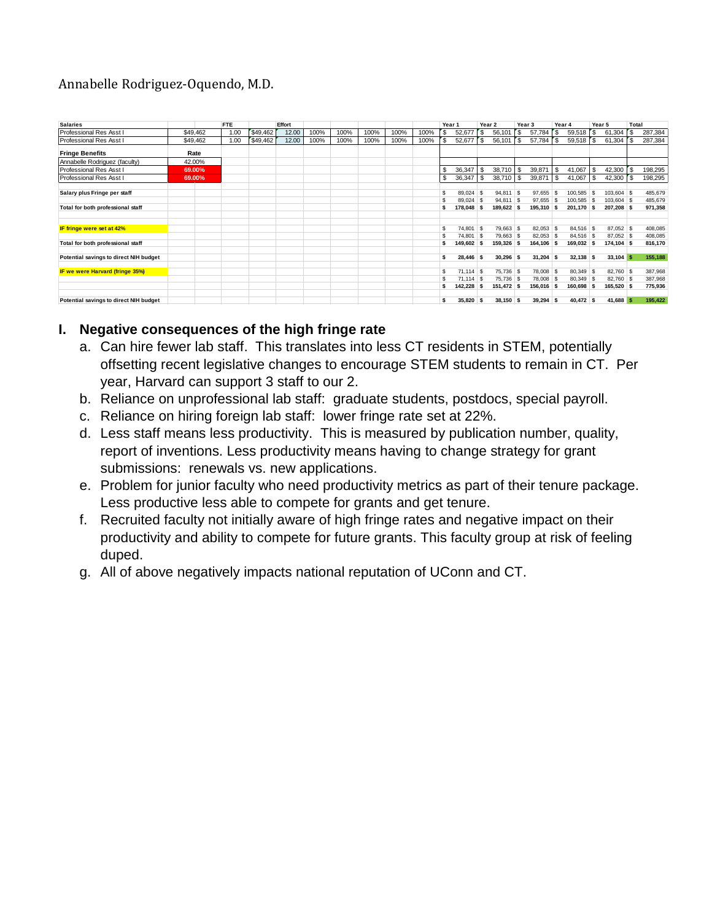Annabelle Rodriguez-Oquendo, M.D.

| Salaries | | FTE | | Effort | | | | | | | Year 1 | Year 2 | Year 3 | Year 4 | Year 5 | Total |
|---|---|---|---|---|---|---|---|---|---|---|---|---|---|---|---|---|
| Professional Res Asst I | $49,462 | 1.00 | $49,462 | 12.00 | 100% | 100% | 100% | 100% | 100% | | $ 52,677 | $ 56,101 | $ 57,784 | $ 59,518 | $ 61,304 | $ 287,384 |
| Professional Res Asst I | $49,462 | 1.00 | $49,462 | 12.00 | 100% | 100% | 100% | 100% | 100% | | $ 52,677 | $ 56,101 | $ 57,784 | $ 59,518 | $ 61,304 | $ 287,384 |
| **Fringe Benefits** | **Rate** | | | | | | | | | | | | | | | |
| Annabelle Rodriguez (faculty) | 42.00% | | | | | | | | | | | | | | | |
| Professional Res Asst I | **69.00%** | | | | | | | | | | $ 36,347 | $ 38,710 | $ 39,871 | $ 41,067 | $ 42,300 | $ 198,295 |
| Professional Res Asst I | **69.00%** | | | | | | | | | | $ 36,347 | $ 38,710 | $ 39,871 | $ 41,067 | $ 42,300 | $ 198,295 |
| **Salary plus Fringe per staff** | | | | | | | | | | | $ 89,024 | $ 94,811 | $ 97,655 | $ 100,585 | $ 103,604 | $ 485,679 |
| | | | | | | | | | | | $ 89,024 | $ 94,811 | $ 97,655 | $ 100,585 | $ 103,604 | $ 485,679 |
| **Total for both professional staff** | | | | | | | | | | | **$ 178,048** | **$ 189,622** | **$ 195,310** | **$ 201,170** | **$ 207,208** | **$ 971,358** |
| **IF fringe were set at 42%** | | | | | | | | | | | $ 74,801 | $ 79,663 | $ 82,053 | $ 84,516 | $ 87,052 | $ 408,085 |
| | | | | | | | | | | | $ 74,801 | $ 79,663 | $ 82,053 | $ 84,516 | $ 87,052 | $ 408,085 |
| **Total for both professional staff** | | | | | | | | | | | **$ 149,602** | **$ 159,326** | **$ 164,106** | **$ 169,032** | **$ 174,104** | **$ 816,170** |
| **Potential savings to direct NIH budget** | | | | | | | | | | | **$ 28,446** | **$ 30,296** | **$ 31,204** | **$ 32,138** | **$ 33,104** | **$ 155,188** |
| **IF we were Harvard (fringe 35%)** | | | | | | | | | | | $ 71,114 | $ 75,736 | $ 78,008 | $ 80,349 | $ 82,760 | $ 387,968 |
| | | | | | | | | | | | $ 71,114 | $ 75,736 | $ 78,008 | $ 80,349 | $ 82,760 | $ 387,968 |
| | | | | | | | | | | | **$ 142,228** | **$ 151,472** | **$ 156,016** | **$ 160,698** | **$ 165,520** | **$ 775,936** |
| **Potential savings to direct NIH budget** | | | | | | | | | | | **$ 35,820** | **$ 38,150** | **$ 39,294** | **$ 40,472** | **$ 41,688** | **$ 195,422** |

## I. Negative consequences of the high fringe rate

a. Can hire fewer lab staff. This translates into less CT residents in STEM, potentially offsetting recent legislative changes to encourage STEM students to remain in CT. Per year, Harvard can support 3 staff to our 2.

b. Reliance on unprofessional lab staff: graduate students, postdocs, special payroll.

c. Reliance on hiring foreign lab staff: lower fringe rate set at 22%.

d. Less staff means less productivity. This is measured by publication number, quality, report of inventions. Less productivity means having to change strategy for grant submissions: renewals vs. new applications.

e. Problem for junior faculty who need productivity metrics as part of their tenure package. Less productive less able to compete for grants and get tenure.

f. Recruited faculty not initially aware of high fringe rates and negative impact on their productivity and ability to compete for future grants. This faculty group at risk of feeling duped.

g. All of above negatively impacts national reputation of UConn and CT.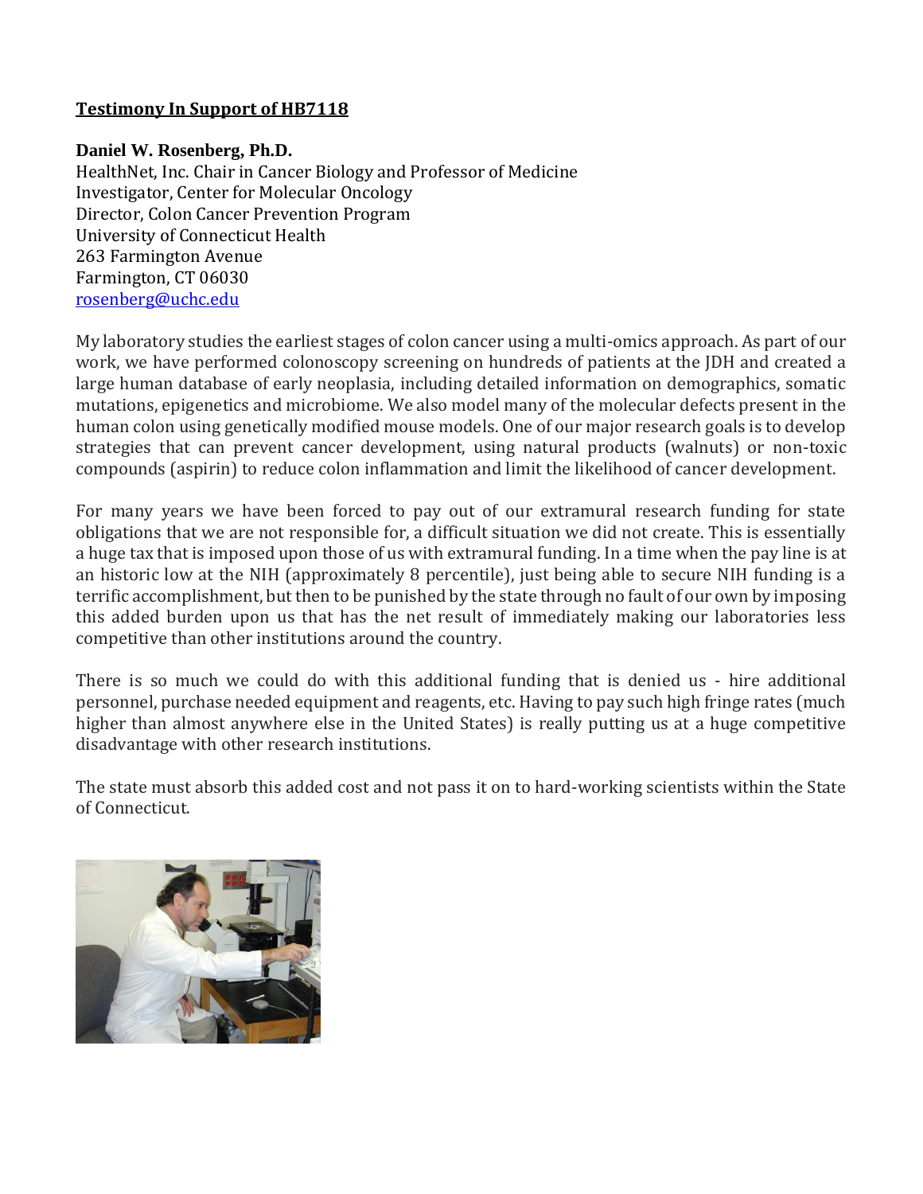**Testimony In Support of HB7118**

**Daniel W. Rosenberg, Ph.D.**
HealthNet, Inc. Chair in Cancer Biology and Professor of Medicine
Investigator, Center for Molecular Oncology
Director, Colon Cancer Prevention Program
University of Connecticut Health
263 Farmington Avenue
Farmington, CT 06030
rosenberg@uchc.edu

My laboratory studies the earliest stages of colon cancer using a multi-omics approach. As part of our work, we have performed colonoscopy screening on hundreds of patients at the JDH and created a large human database of early neoplasia, including detailed information on demographics, somatic mutations, epigenetics and microbiome. We also model many of the molecular defects present in the human colon using genetically modified mouse models. One of our major research goals is to develop strategies that can prevent cancer development, using natural products (walnuts) or non-toxic compounds (aspirin) to reduce colon inflammation and limit the likelihood of cancer development.

For many years we have been forced to pay out of our extramural research funding for state obligations that we are not responsible for, a difficult situation we did not create. This is essentially a huge tax that is imposed upon those of us with extramural funding. In a time when the pay line is at an historic low at the NIH (approximately 8 percentile), just being able to secure NIH funding is a terrific accomplishment, but then to be punished by the state through no fault of our own by imposing this added burden upon us that has the net result of immediately making our laboratories less competitive than other institutions around the country.

There is so much we could do with this additional funding that is denied us - hire additional personnel, purchase needed equipment and reagents, etc. Having to pay such high fringe rates (much higher than almost anywhere else in the United States) is really putting us at a huge competitive disadvantage with other research institutions.

The state must absorb this added cost and not pass it on to hard-working scientists within the State of Connecticut.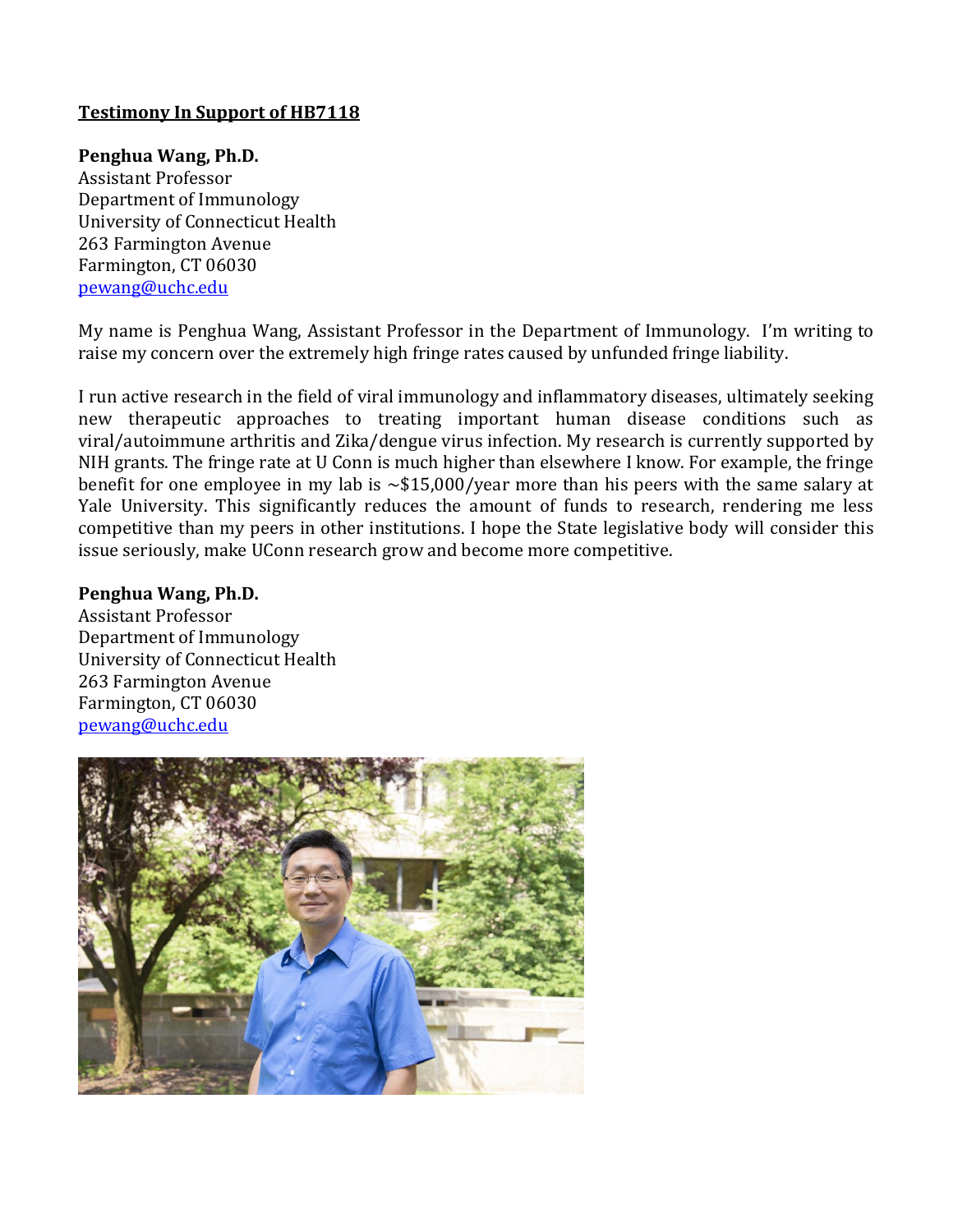**Testimony In Support of HB7118**

**Penghua Wang, Ph.D.**
Assistant Professor
Department of Immunology
University of Connecticut Health
263 Farmington Avenue
Farmington, CT 06030
pewang@uchc.edu

My name is Penghua Wang, Assistant Professor in the Department of Immunology. I'm writing to raise my concern over the extremely high fringe rates caused by unfunded fringe liability.

I run active research in the field of viral immunology and inflammatory diseases, ultimately seeking new therapeutic approaches to treating important human disease conditions such as viral/autoimmune arthritis and Zika/dengue virus infection. My research is currently supported by NIH grants. The fringe rate at U Conn is much higher than elsewhere I know. For example, the fringe benefit for one employee in my lab is ~$15,000/year more than his peers with the same salary at Yale University. This significantly reduces the amount of funds to research, rendering me less competitive than my peers in other institutions. I hope the State legislative body will consider this issue seriously, make UConn research grow and become more competitive.

**Penghua Wang, Ph.D.**
Assistant Professor
Department of Immunology
University of Connecticut Health
263 Farmington Avenue
Farmington, CT 06030
pewang@uchc.edu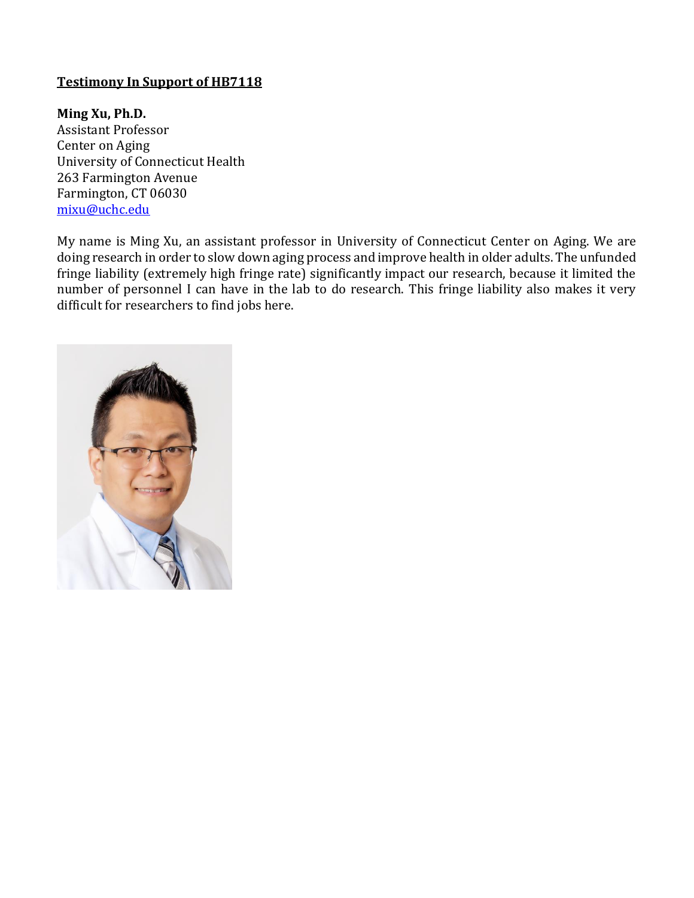**Testimony In Support of HB7118**

**Ming Xu, Ph.D.**
Assistant Professor
Center on Aging
University of Connecticut Health
263 Farmington Avenue
Farmington, CT 06030
mixu@uchc.edu

My name is Ming Xu, an assistant professor in University of Connecticut Center on Aging. We are doing research in order to slow down aging process and improve health in older adults. The unfunded fringe liability (extremely high fringe rate) significantly impact our research, because it limited the number of personnel I can have in the lab to do research. This fringe liability also makes it very difficult for researchers to find jobs here.